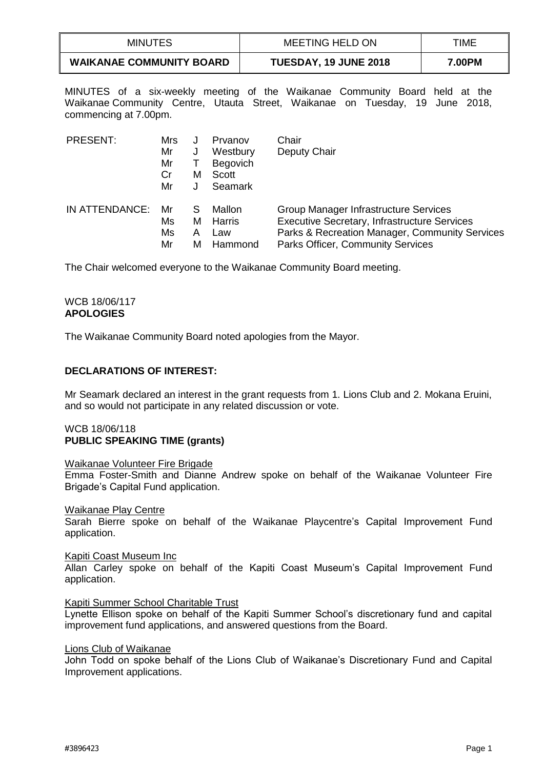| MINUTES | MEETING HELD ON | TIME |
|---|---|---|
| **WAIKANAE COMMUNITY BOARD** | **TUESDAY, 19 JUNE 2018** | **7.00PM** |

MINUTES of a six-weekly meeting of the Waikanae Community Board held at the Waikanae Community Centre, Utauta Street, Waikanae on Tuesday, 19 June 2018, commencing at 7.00pm.

| | | | | |
|---|---|---|---|---|
| PRESENT: | Mrs | J | Prvanov | Chair |
| | Mr | J | Westbury | Deputy Chair |
| | Mr | T | Begovich | |
| | Cr | M | Scott | |
| | Mr | J | Seamark | |
| IN ATTENDANCE: | Mr | S | Mallon | Group Manager Infrastructure Services |
| | Ms | M | Harris | Executive Secretary, Infrastructure Services |
| | Ms | A | Law | Parks & Recreation Manager, Community Services |
| | Mr | M | Hammond | Parks Officer, Community Services |

The Chair welcomed everyone to the Waikanae Community Board meeting.

WCB 18/06/117
**APOLOGIES**

The Waikanae Community Board noted apologies from the Mayor.

**DECLARATIONS OF INTEREST:**

Mr Seamark declared an interest in the grant requests from 1. Lions Club and 2. Mokana Eruini, and so would not participate in any related discussion or vote.

WCB 18/06/118
**PUBLIC SPEAKING TIME (grants)**

Waikanae Volunteer Fire Brigade

Emma Foster-Smith and Dianne Andrew spoke on behalf of the Waikanae Volunteer Fire Brigade's Capital Fund application.

Waikanae Play Centre

Sarah Bierre spoke on behalf of the Waikanae Playcentre's Capital Improvement Fund application.

Kapiti Coast Museum Inc

Allan Carley spoke on behalf of the Kapiti Coast Museum's Capital Improvement Fund application.

Kapiti Summer School Charitable Trust

Lynette Ellison spoke on behalf of the Kapiti Summer School's discretionary fund and capital improvement fund applications, and answered questions from the Board.

Lions Club of Waikanae

John Todd on spoke behalf of the Lions Club of Waikanae's Discretionary Fund and Capital Improvement applications.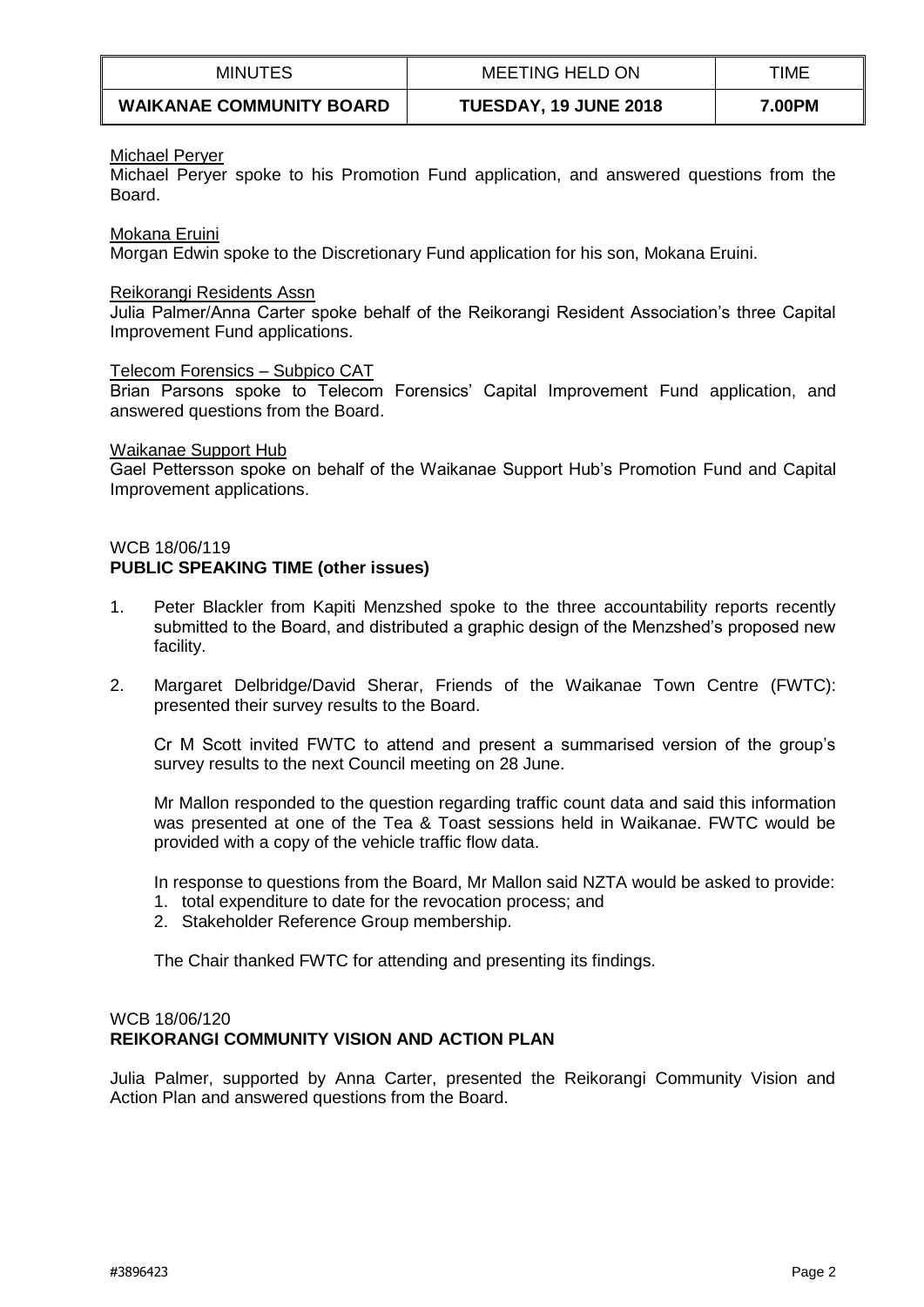Michael Peryer

Michael Peryer spoke to his Promotion Fund application, and answered questions from the Board.

Mokana Eruini

Morgan Edwin spoke to the Discretionary Fund application for his son, Mokana Eruini.

Reikorangi Residents Assn

Julia Palmer/Anna Carter spoke behalf of the Reikorangi Resident Association's three Capital Improvement Fund applications.

Telecom Forensics – Subpico CAT

Brian Parsons spoke to Telecom Forensics' Capital Improvement Fund application, and answered questions from the Board.

Waikanae Support Hub

Gael Pettersson spoke on behalf of the Waikanae Support Hub's Promotion Fund and Capital Improvement applications.

WCB 18/06/119
**PUBLIC SPEAKING TIME (other issues)**

1. Peter Blackler from Kapiti Menzshed spoke to the three accountability reports recently submitted to the Board, and distributed a graphic design of the Menzshed's proposed new facility.

2. Margaret Delbridge/David Sherar, Friends of the Waikanae Town Centre (FWTC): presented their survey results to the Board.

   Cr M Scott invited FWTC to attend and present a summarised version of the group's survey results to the next Council meeting on 28 June.

   Mr Mallon responded to the question regarding traffic count data and said this information was presented at one of the Tea & Toast sessions held in Waikanae. FWTC would be provided with a copy of the vehicle traffic flow data.

   In response to questions from the Board, Mr Mallon said NZTA would be asked to provide:
   1. total expenditure to date for the revocation process; and
   2. Stakeholder Reference Group membership.

   The Chair thanked FWTC for attending and presenting its findings.

WCB 18/06/120
**REIKORANGI COMMUNITY VISION AND ACTION PLAN**

Julia Palmer, supported by Anna Carter, presented the Reikorangi Community Vision and Action Plan and answered questions from the Board.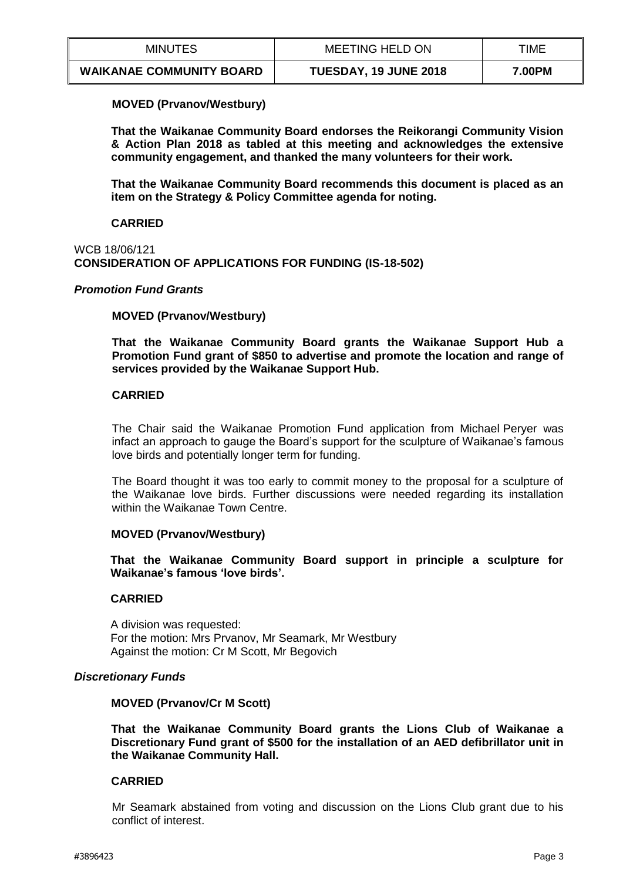**MOVED (Prvanov/Westbury)**

**That the Waikanae Community Board endorses the Reikorangi Community Vision & Action Plan 2018 as tabled at this meeting and acknowledges the extensive community engagement, and thanked the many volunteers for their work.**

**That the Waikanae Community Board recommends this document is placed as an item on the Strategy & Policy Committee agenda for noting.**

**CARRIED**

WCB 18/06/121
**CONSIDERATION OF APPLICATIONS FOR FUNDING (IS-18-502)**

***Promotion Fund Grants***

**MOVED (Prvanov/Westbury)**

**That the Waikanae Community Board grants the Waikanae Support Hub a Promotion Fund grant of $850 to advertise and promote the location and range of services provided by the Waikanae Support Hub.**

**CARRIED**

The Chair said the Waikanae Promotion Fund application from Michael Peryer was infact an approach to gauge the Board's support for the sculpture of Waikanae's famous love birds and potentially longer term for funding.

The Board thought it was too early to commit money to the proposal for a sculpture of the Waikanae love birds. Further discussions were needed regarding its installation within the Waikanae Town Centre.

**MOVED (Prvanov/Westbury)**

**That the Waikanae Community Board support in principle a sculpture for Waikanae's famous 'love birds'.**

**CARRIED**

A division was requested:
For the motion: Mrs Prvanov, Mr Seamark, Mr Westbury
Against the motion: Cr M Scott, Mr Begovich

***Discretionary Funds***

**MOVED (Prvanov/Cr M Scott)**

**That the Waikanae Community Board grants the Lions Club of Waikanae a Discretionary Fund grant of $500 for the installation of an AED defibrillator unit in the Waikanae Community Hall.**

**CARRIED**

Mr Seamark abstained from voting and discussion on the Lions Club grant due to his conflict of interest.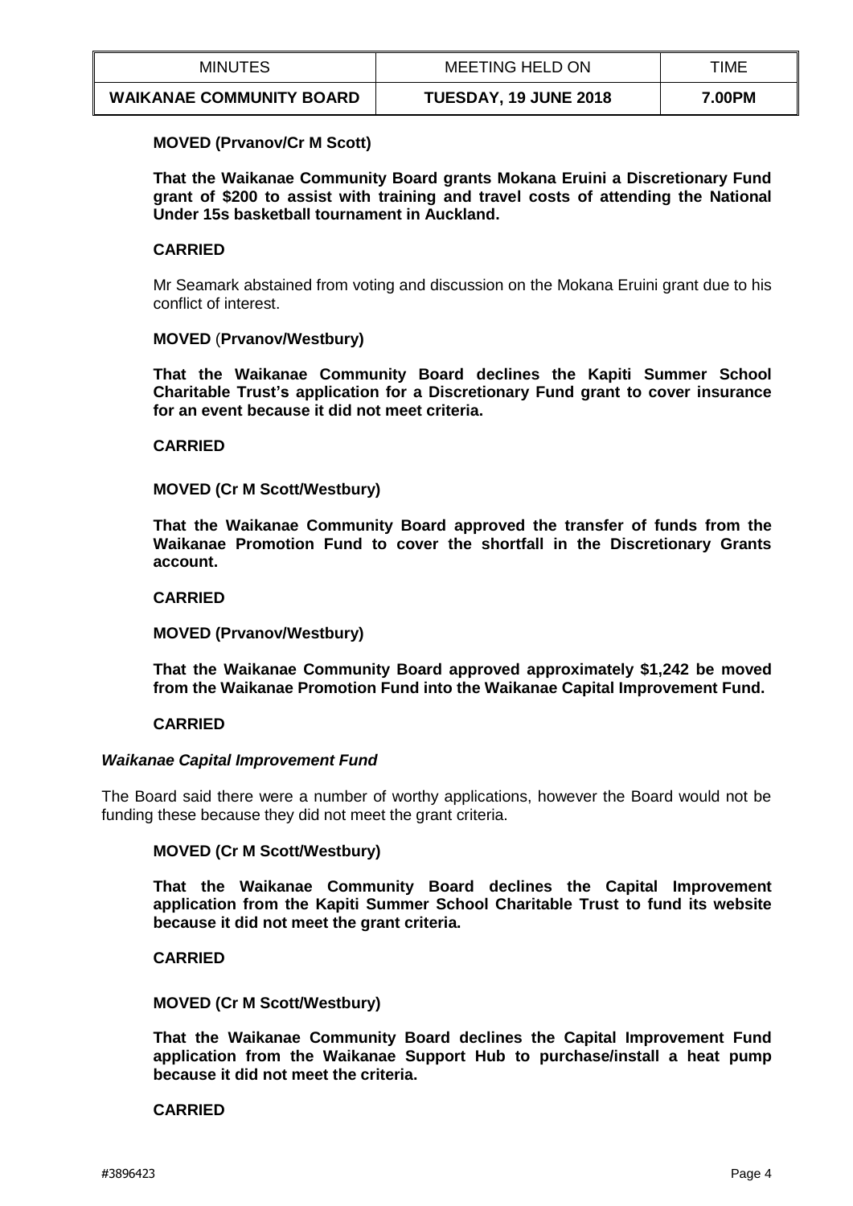**MOVED (Prvanov/Cr M Scott)**

**That the Waikanae Community Board grants Mokana Eruini a Discretionary Fund grant of $200 to assist with training and travel costs of attending the National Under 15s basketball tournament in Auckland.**

**CARRIED**

Mr Seamark abstained from voting and discussion on the Mokana Eruini grant due to his conflict of interest.

**MOVED** (**Prvanov/Westbury)**

**That the Waikanae Community Board declines the Kapiti Summer School Charitable Trust's application for a Discretionary Fund grant to cover insurance for an event because it did not meet criteria.**

**CARRIED**

**MOVED (Cr M Scott/Westbury)**

**That the Waikanae Community Board approved the transfer of funds from the Waikanae Promotion Fund to cover the shortfall in the Discretionary Grants account.**

**CARRIED**

**MOVED (Prvanov/Westbury)**

**That the Waikanae Community Board approved approximately $1,242 be moved from the Waikanae Promotion Fund into the Waikanae Capital Improvement Fund.**

**CARRIED**

***Waikanae Capital Improvement Fund***

The Board said there were a number of worthy applications, however the Board would not be funding these because they did not meet the grant criteria.

**MOVED (Cr M Scott/Westbury)**

**That the Waikanae Community Board declines the Capital Improvement application from the Kapiti Summer School Charitable Trust to fund its website because it did not meet the grant criteria.**

**CARRIED**

**MOVED (Cr M Scott/Westbury)**

**That the Waikanae Community Board declines the Capital Improvement Fund application from the Waikanae Support Hub to purchase/install a heat pump because it did not meet the criteria.**

**CARRIED**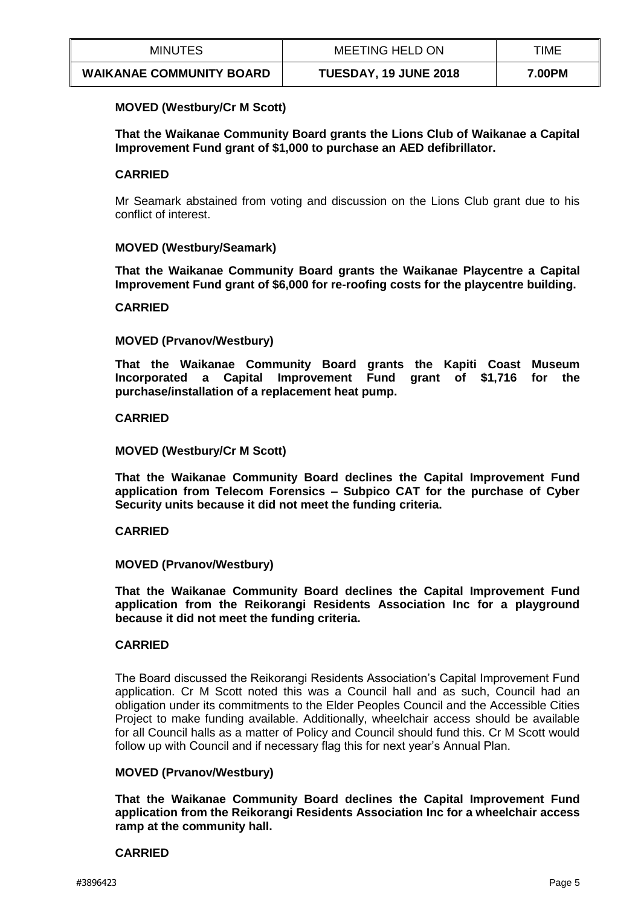**MOVED (Westbury/Cr M Scott)**

**That the Waikanae Community Board grants the Lions Club of Waikanae a Capital Improvement Fund grant of $1,000 to purchase an AED defibrillator.**

**CARRIED**

Mr Seamark abstained from voting and discussion on the Lions Club grant due to his conflict of interest.

**MOVED (Westbury/Seamark)**

**That the Waikanae Community Board grants the Waikanae Playcentre a Capital Improvement Fund grant of $6,000 for re-roofing costs for the playcentre building.**

**CARRIED**

**MOVED (Prvanov/Westbury)**

**That the Waikanae Community Board grants the Kapiti Coast Museum Incorporated a Capital Improvement Fund grant of $1,716 for the purchase/installation of a replacement heat pump.**

**CARRIED**

**MOVED (Westbury/Cr M Scott)**

**That the Waikanae Community Board declines the Capital Improvement Fund application from Telecom Forensics – Subpico CAT for the purchase of Cyber Security units because it did not meet the funding criteria.**

**CARRIED**

**MOVED (Prvanov/Westbury)**

**That the Waikanae Community Board declines the Capital Improvement Fund application from the Reikorangi Residents Association Inc for a playground because it did not meet the funding criteria.**

**CARRIED**

The Board discussed the Reikorangi Residents Association's Capital Improvement Fund application. Cr M Scott noted this was a Council hall and as such, Council had an obligation under its commitments to the Elder Peoples Council and the Accessible Cities Project to make funding available. Additionally, wheelchair access should be available for all Council halls as a matter of Policy and Council should fund this. Cr M Scott would follow up with Council and if necessary flag this for next year's Annual Plan.

**MOVED (Prvanov/Westbury)**

**That the Waikanae Community Board declines the Capital Improvement Fund application from the Reikorangi Residents Association Inc for a wheelchair access ramp at the community hall.**

**CARRIED**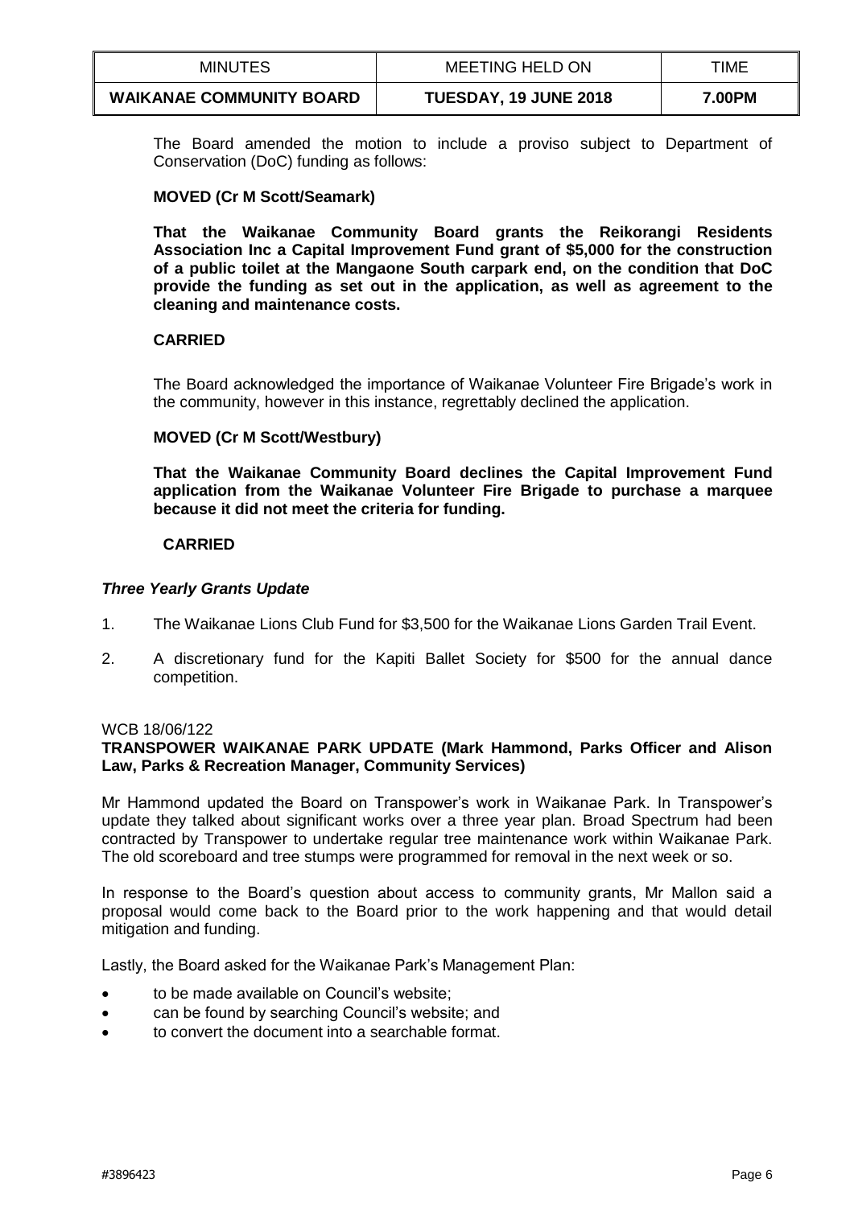The Board amended the motion to include a proviso subject to Department of Conservation (DoC) funding as follows:

**MOVED (Cr M Scott/Seamark)**

**That the Waikanae Community Board grants the Reikorangi Residents Association Inc a Capital Improvement Fund grant of $5,000 for the construction of a public toilet at the Mangaone South carpark end, on the condition that DoC provide the funding as set out in the application, as well as agreement to the cleaning and maintenance costs.**

**CARRIED**

The Board acknowledged the importance of Waikanae Volunteer Fire Brigade's work in the community, however in this instance, regrettably declined the application.

**MOVED (Cr M Scott/Westbury)**

**That the Waikanae Community Board declines the Capital Improvement Fund application from the Waikanae Volunteer Fire Brigade to purchase a marquee because it did not meet the criteria for funding.**

**CARRIED**

***Three Yearly Grants Update***

1. The Waikanae Lions Club Fund for $3,500 for the Waikanae Lions Garden Trail Event.
2. A discretionary fund for the Kapiti Ballet Society for $500 for the annual dance competition.

WCB 18/06/122

**TRANSPOWER WAIKANAE PARK UPDATE (Mark Hammond, Parks Officer and Alison Law, Parks & Recreation Manager, Community Services)**

Mr Hammond updated the Board on Transpower's work in Waikanae Park. In Transpower's update they talked about significant works over a three year plan. Broad Spectrum had been contracted by Transpower to undertake regular tree maintenance work within Waikanae Park. The old scoreboard and tree stumps were programmed for removal in the next week or so.

In response to the Board's question about access to community grants, Mr Mallon said a proposal would come back to the Board prior to the work happening and that would detail mitigation and funding.

Lastly, the Board asked for the Waikanae Park's Management Plan:

- to be made available on Council's website;
- can be found by searching Council's website; and
- to convert the document into a searchable format.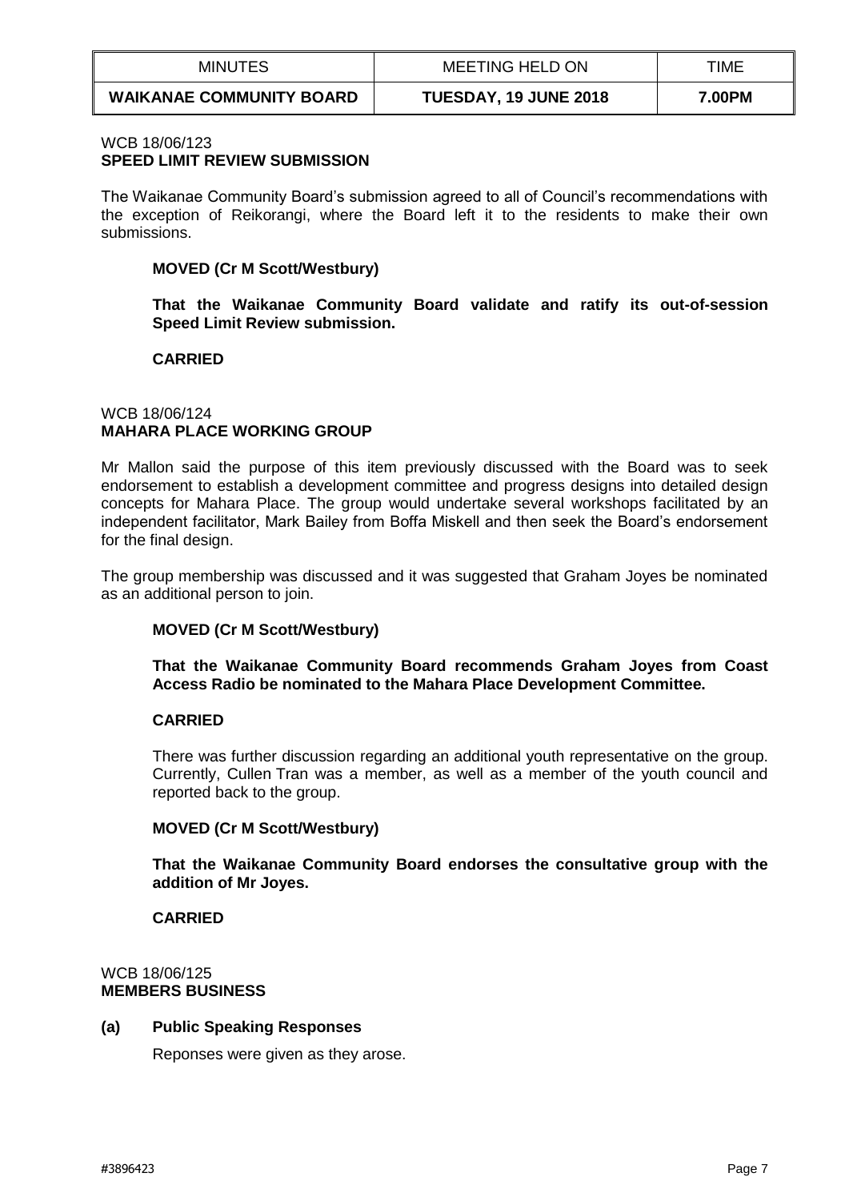WCB 18/06/123
**SPEED LIMIT REVIEW SUBMISSION**

The Waikanae Community Board's submission agreed to all of Council's recommendations with the exception of Reikorangi, where the Board left it to the residents to make their own submissions.

**MOVED (Cr M Scott/Westbury)**

**That the Waikanae Community Board validate and ratify its out-of-session Speed Limit Review submission.**

**CARRIED**

WCB 18/06/124
**MAHARA PLACE WORKING GROUP**

Mr Mallon said the purpose of this item previously discussed with the Board was to seek endorsement to establish a development committee and progress designs into detailed design concepts for Mahara Place. The group would undertake several workshops facilitated by an independent facilitator, Mark Bailey from Boffa Miskell and then seek the Board's endorsement for the final design.

The group membership was discussed and it was suggested that Graham Joyes be nominated as an additional person to join.

**MOVED (Cr M Scott/Westbury)**

**That the Waikanae Community Board recommends Graham Joyes from Coast Access Radio be nominated to the Mahara Place Development Committee.**

**CARRIED**

There was further discussion regarding an additional youth representative on the group. Currently, Cullen Tran was a member, as well as a member of the youth council and reported back to the group.

**MOVED (Cr M Scott/Westbury)**

**That the Waikanae Community Board endorses the consultative group with the addition of Mr Joyes.**

**CARRIED**

WCB 18/06/125
**MEMBERS BUSINESS**

**(a) Public Speaking Responses**

Reponses were given as they arose.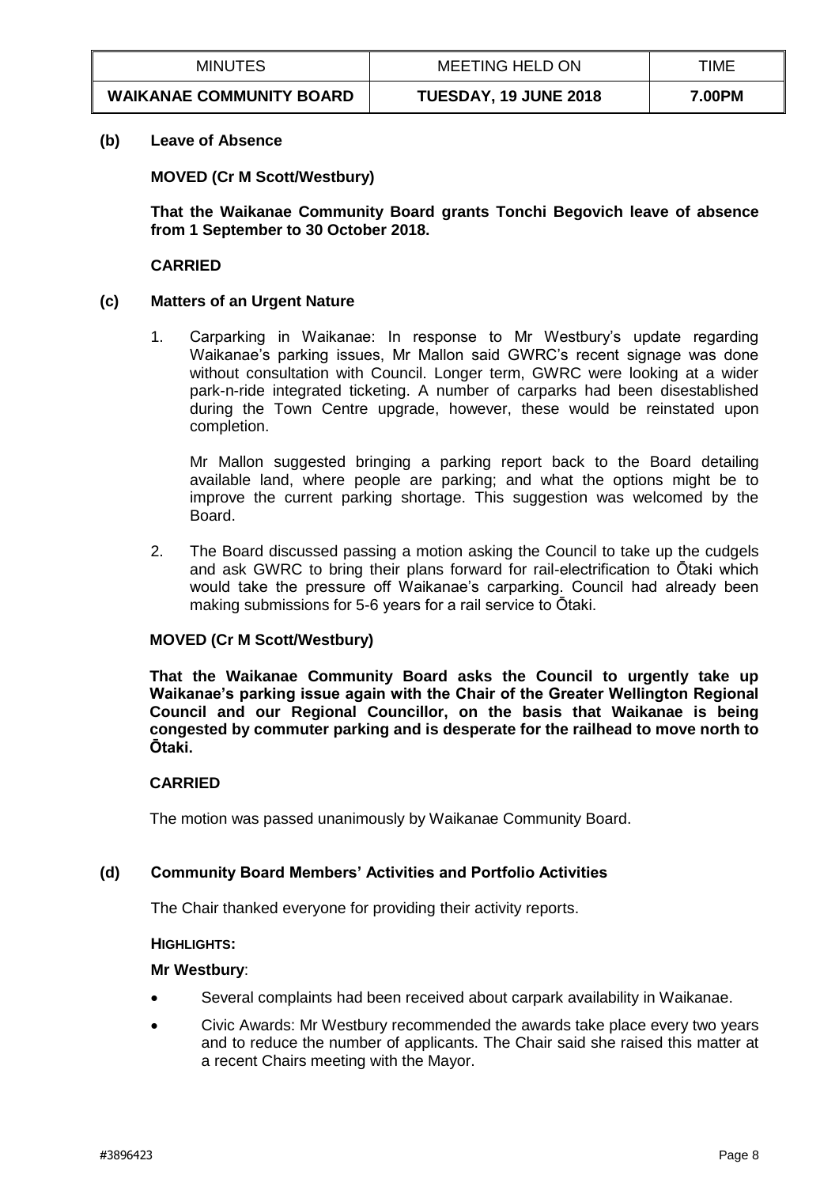**(b) Leave of Absence**

**MOVED (Cr M Scott/Westbury)**

**That the Waikanae Community Board grants Tonchi Begovich leave of absence from 1 September to 30 October 2018.**

**CARRIED**

**(c) Matters of an Urgent Nature**

1. Carparking in Waikanae: In response to Mr Westbury's update regarding Waikanae's parking issues, Mr Mallon said GWRC's recent signage was done without consultation with Council. Longer term, GWRC were looking at a wider park-n-ride integrated ticketing. A number of carparks had been disestablished during the Town Centre upgrade, however, these would be reinstated upon completion.

   Mr Mallon suggested bringing a parking report back to the Board detailing available land, where people are parking; and what the options might be to improve the current parking shortage. This suggestion was welcomed by the Board.

2. The Board discussed passing a motion asking the Council to take up the cudgels and ask GWRC to bring their plans forward for rail-electrification to Ōtaki which would take the pressure off Waikanae's carparking. Council had already been making submissions for 5-6 years for a rail service to Ōtaki.

**MOVED (Cr M Scott/Westbury)**

**That the Waikanae Community Board asks the Council to urgently take up Waikanae's parking issue again with the Chair of the Greater Wellington Regional Council and our Regional Councillor, on the basis that Waikanae is being congested by commuter parking and is desperate for the railhead to move north to Ōtaki.**

**CARRIED**

The motion was passed unanimously by Waikanae Community Board.

**(d) Community Board Members' Activities and Portfolio Activities**

The Chair thanked everyone for providing their activity reports.

**HIGHLIGHTS:**

**Mr Westbury**:

- Several complaints had been received about carpark availability in Waikanae.
- Civic Awards: Mr Westbury recommended the awards take place every two years and to reduce the number of applicants. The Chair said she raised this matter at a recent Chairs meeting with the Mayor.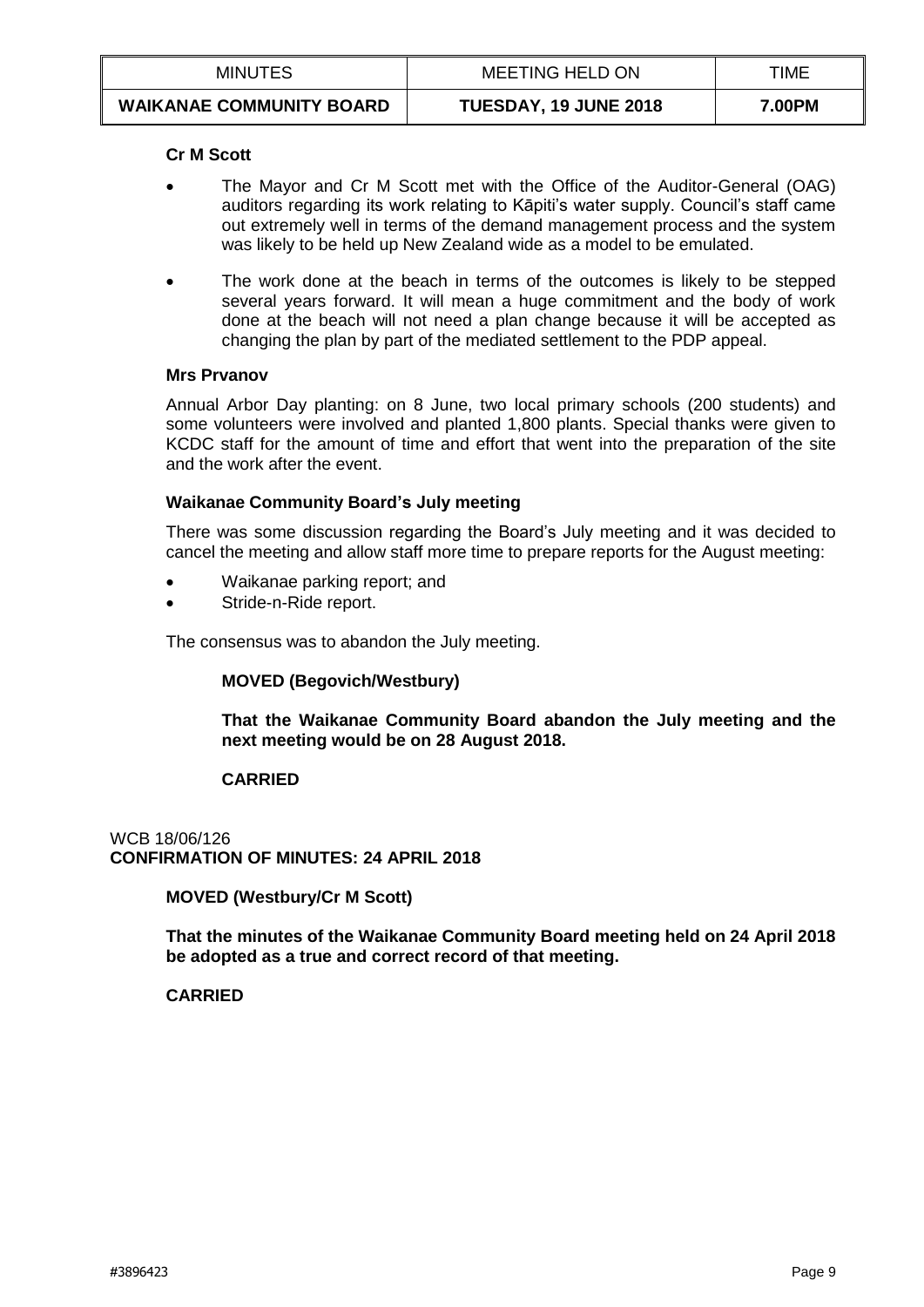**Cr M Scott**

- The Mayor and Cr M Scott met with the Office of the Auditor-General (OAG) auditors regarding its work relating to Kāpiti's water supply. Council's staff came out extremely well in terms of the demand management process and the system was likely to be held up New Zealand wide as a model to be emulated.
- The work done at the beach in terms of the outcomes is likely to be stepped several years forward. It will mean a huge commitment and the body of work done at the beach will not need a plan change because it will be accepted as changing the plan by part of the mediated settlement to the PDP appeal.

**Mrs Prvanov**

Annual Arbor Day planting: on 8 June, two local primary schools (200 students) and some volunteers were involved and planted 1,800 plants. Special thanks were given to KCDC staff for the amount of time and effort that went into the preparation of the site and the work after the event.

**Waikanae Community Board's July meeting**

There was some discussion regarding the Board's July meeting and it was decided to cancel the meeting and allow staff more time to prepare reports for the August meeting:

- Waikanae parking report; and
- Stride-n-Ride report.

The consensus was to abandon the July meeting.

**MOVED (Begovich/Westbury)**

**That the Waikanae Community Board abandon the July meeting and the next meeting would be on 28 August 2018.**

**CARRIED**

WCB 18/06/126
**CONFIRMATION OF MINUTES: 24 APRIL 2018**

**MOVED (Westbury/Cr M Scott)**

**That the minutes of the Waikanae Community Board meeting held on 24 April 2018 be adopted as a true and correct record of that meeting.**

**CARRIED**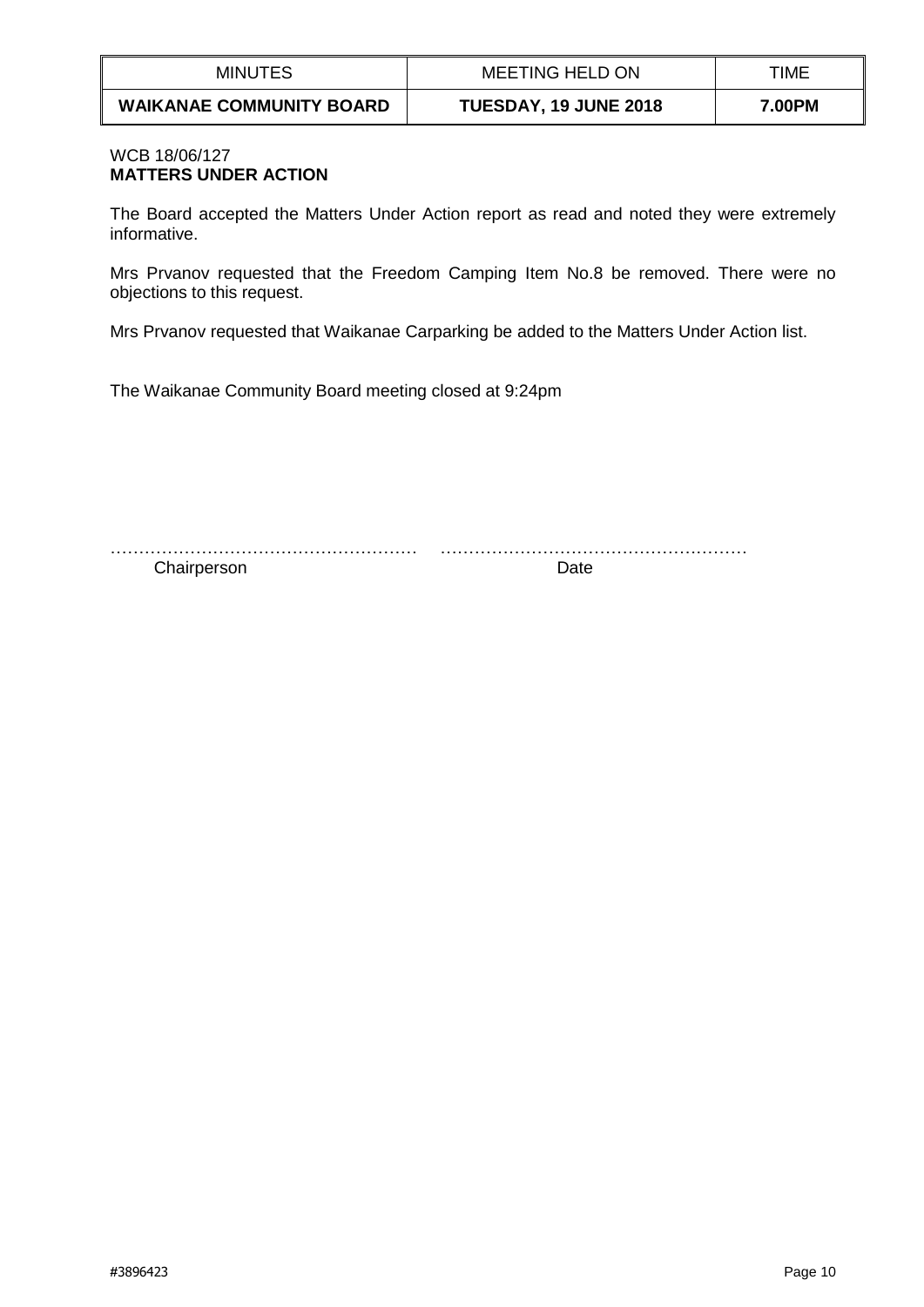WCB 18/06/127
**MATTERS UNDER ACTION**

The Board accepted the Matters Under Action report as read and noted they were extremely informative.

Mrs Prvanov requested that the Freedom Camping Item No.8 be removed. There were no objections to this request.

Mrs Prvanov requested that Waikanae Carparking be added to the Matters Under Action list.

The Waikanae Community Board meeting closed at 9:24pm

……………………………………………… ………………………………………………

Chairperson Date